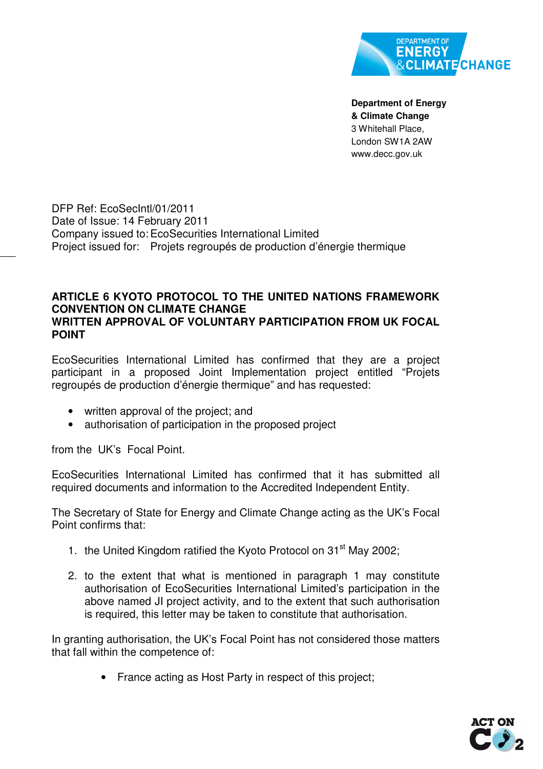**Department of Energy & Climate Change**
3 Whitehall Place,
London SW1A 2AW
www.decc.gov.uk

DFP Ref: EcoSecIntl/01/2011
Date of Issue: 14 February 2011
Company issued to: EcoSecurities International Limited
Project issued for: Projets regroupés de production d'énergie thermique

**ARTICLE 6 KYOTO PROTOCOL TO THE UNITED NATIONS FRAMEWORK CONVENTION ON CLIMATE CHANGE**
**WRITTEN APPROVAL OF VOLUNTARY PARTICIPATION FROM UK FOCAL POINT**

EcoSecurities International Limited has confirmed that they are a project participant in a proposed Joint Implementation project entitled "Projets regroupés de production d'énergie thermique" and has requested:

- written approval of the project; and
- authorisation of participation in the proposed project

from the UK's Focal Point.

EcoSecurities International Limited has confirmed that it has submitted all required documents and information to the Accredited Independent Entity.

The Secretary of State for Energy and Climate Change acting as the UK's Focal Point confirms that:

1. the United Kingdom ratified the Kyoto Protocol on 31st May 2002;

2. to the extent that what is mentioned in paragraph 1 may constitute authorisation of EcoSecurities International Limited's participation in the above named JI project activity, and to the extent that such authorisation is required, this letter may be taken to constitute that authorisation.

In granting authorisation, the UK's Focal Point has not considered those matters that fall within the competence of:

- France acting as Host Party in respect of this project;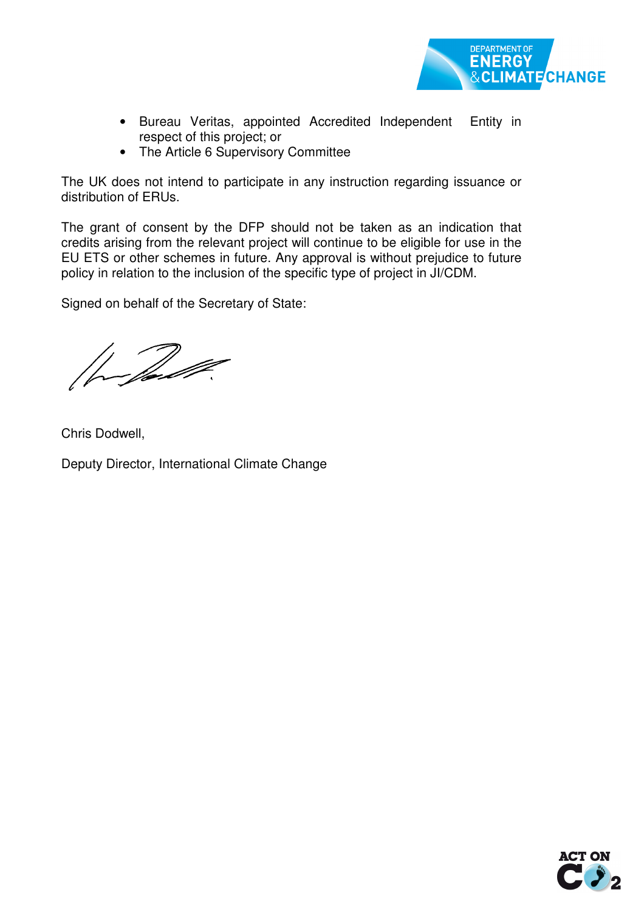- Bureau Veritas, appointed Accredited Independent Entity in respect of this project; or
- The Article 6 Supervisory Committee

The UK does not intend to participate in any instruction regarding issuance or distribution of ERUs.

The grant of consent by the DFP should not be taken as an indication that credits arising from the relevant project will continue to be eligible for use in the EU ETS or other schemes in future. Any approval is without prejudice to future policy in relation to the inclusion of the specific type of project in JI/CDM.

Signed on behalf of the Secretary of State:

Chris Dodwell,

Deputy Director, International Climate Change